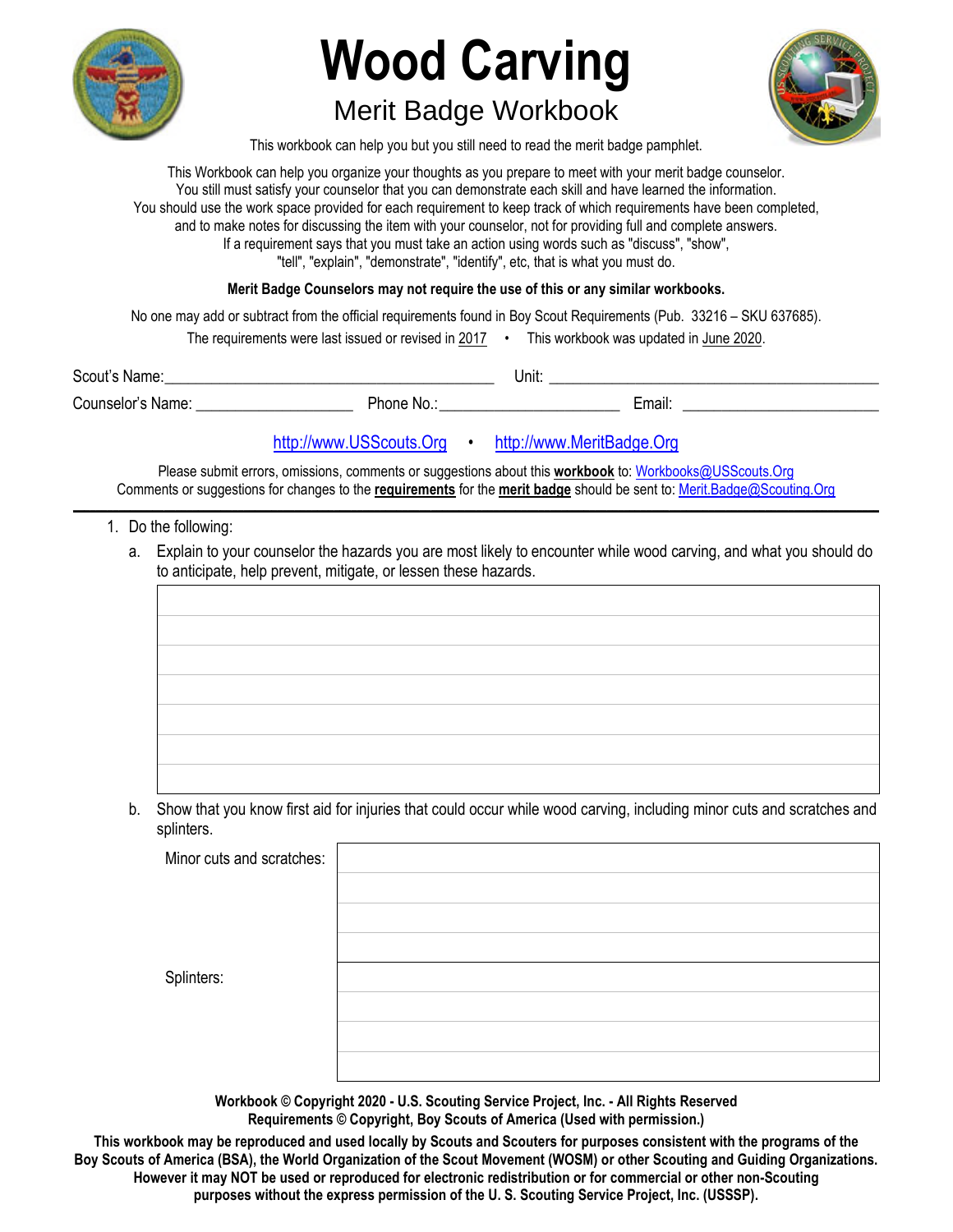# Wood Carving

## Merit Badge Workbook

This workbook can help you but you still need to read the merit badge pamphlet.

This Workbook can help you organize your thoughts as you prepare to meet with your merit badge counselor.
You still must satisfy your counselor that you can demonstrate each skill and have learned the information.
You should use the work space provided for each requirement to keep track of which requirements have been completed, and to make notes for discussing the item with your counselor, not for providing full and complete answers.
If a requirement says that you must take an action using words such as "discuss", "show", "tell", "explain", "demonstrate", "identify", etc, that is what you must do.

**Merit Badge Counselors may not require the use of this or any similar workbooks.**

No one may add or subtract from the official requirements found in Boy Scout Requirements (Pub. 33216 – SKU 637685).

The requirements were last issued or revised in 2017 • This workbook was updated in June 2020.

Scout's Name: __________________________ Unit: __________________________

Counselor's Name: ____________________ Phone No.: _______________________ Email: _________________________

http://www.USScouts.Org • http://www.MeritBadge.Org

Please submit errors, omissions, comments or suggestions about this **workbook** to: Workbooks@USScouts.Org
Comments or suggestions for changes to the **requirements** for the **merit badge** should be sent to: Merit.Badge@Scouting.Org

---

1. Do the following:
   a. Explain to your counselor the hazards you are most likely to encounter while wood carving, and what you should do to anticipate, help prevent, mitigate, or lessen these hazards.

   b. Show that you know first aid for injuries that could occur while wood carving, including minor cuts and scratches and splinters.

      Minor cuts and scratches:

      Splinters:

**Workbook © Copyright 2020 - U.S. Scouting Service Project, Inc. - All Rights Reserved**
**Requirements © Copyright, Boy Scouts of America (Used with permission.)**

**This workbook may be reproduced and used locally by Scouts and Scouters for purposes consistent with the programs of the Boy Scouts of America (BSA), the World Organization of the Scout Movement (WOSM) or other Scouting and Guiding Organizations. However it may NOT be used or reproduced for electronic redistribution or for commercial or other non-Scouting purposes without the express permission of the U. S. Scouting Service Project, Inc. (USSSP).**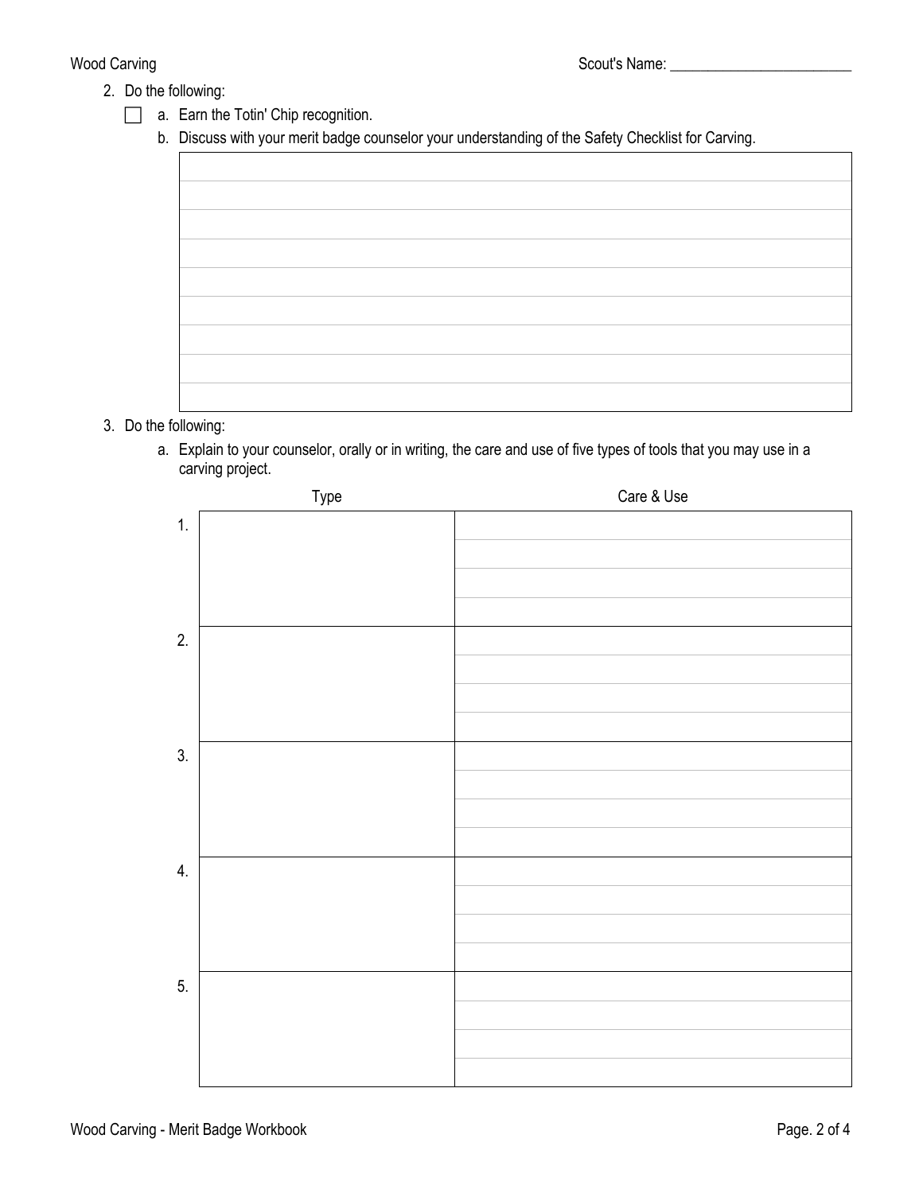Wood Carving

Scout's Name: ________________________

2. Do the following:
   - [ ] a. Earn the Totin' Chip recognition.
   - b. Discuss with your merit badge counselor your understanding of the Safety Checklist for Carving.

3. Do the following:
   - a. Explain to your counselor, orally or in writing, the care and use of five types of tools that you may use in a carving project.

| | Type | Care & Use |
|---|---|---|
| 1. | | |
| 2. | | |
| 3. | | |
| 4. | | |
| 5. | | |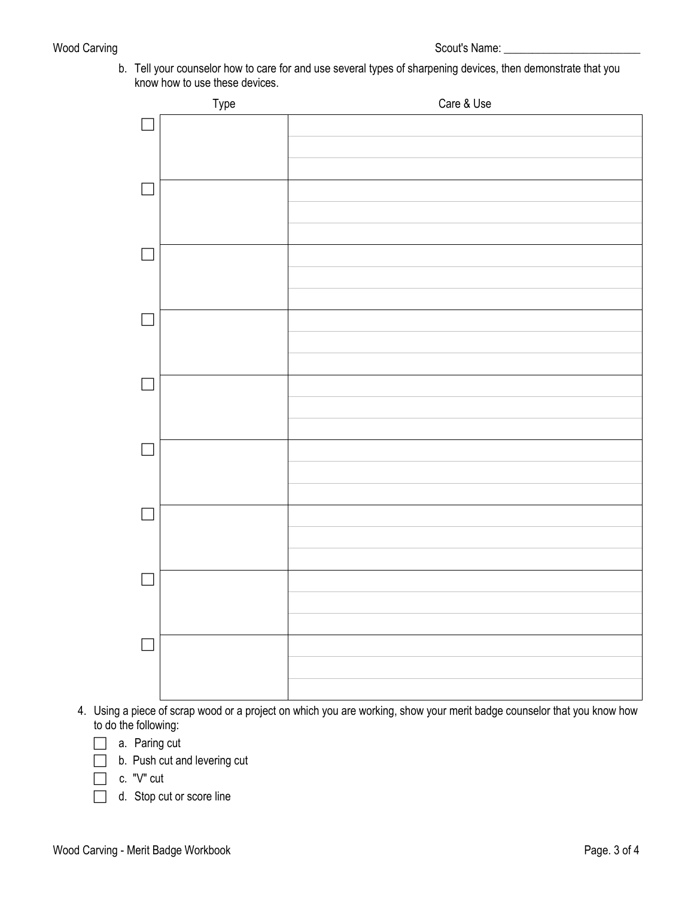b. Tell your counselor how to care for and use several types of sharpening devices, then demonstrate that you know how to use these devices.

| | Type | Care & Use |
|---|---|---|
| ☐ | | |
| ☐ | | |
| ☐ | | |
| ☐ | | |
| ☐ | | |
| ☐ | | |
| ☐ | | |
| ☐ | | |
| ☐ | | |

4. Using a piece of scrap wood or a project on which you are working, show your merit badge counselor that you know how to do the following:
   - ☐ a. Paring cut
   - ☐ b. Push cut and levering cut
   - ☐ c. "V" cut
   - ☐ d. Stop cut or score line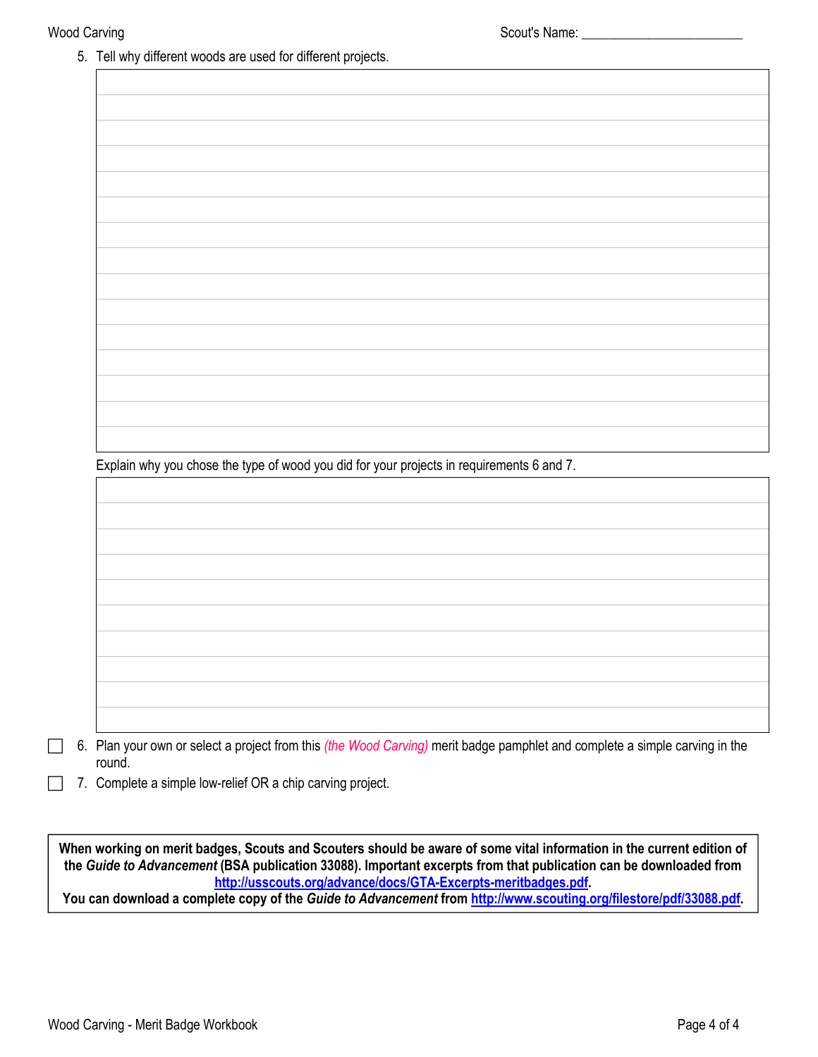5. Tell why different woods are used for different projects.

Explain why you chose the type of wood you did for your projects in requirements 6 and 7.

- [ ] 6. Plan your own or select a project from this *(the Wood Carving)* merit badge pamphlet and complete a simple carving in the round.
- [ ] 7. Complete a simple low-relief OR a chip carving project.

**When working on merit badges, Scouts and Scouters should be aware of some vital information in the current edition of the *Guide to Advancement* (BSA publication 33088). Important excerpts from that publication can be downloaded from [http://usscouts.org/advance/docs/GTA-Excerpts-meritbadges.pdf](http://usscouts.org/advance/docs/GTA-Excerpts-meritbadges.pdf).**
**You can download a complete copy of the *Guide to Advancement* from [http://www.scouting.org/filestore/pdf/33088.pdf](http://www.scouting.org/filestore/pdf/33088.pdf).**